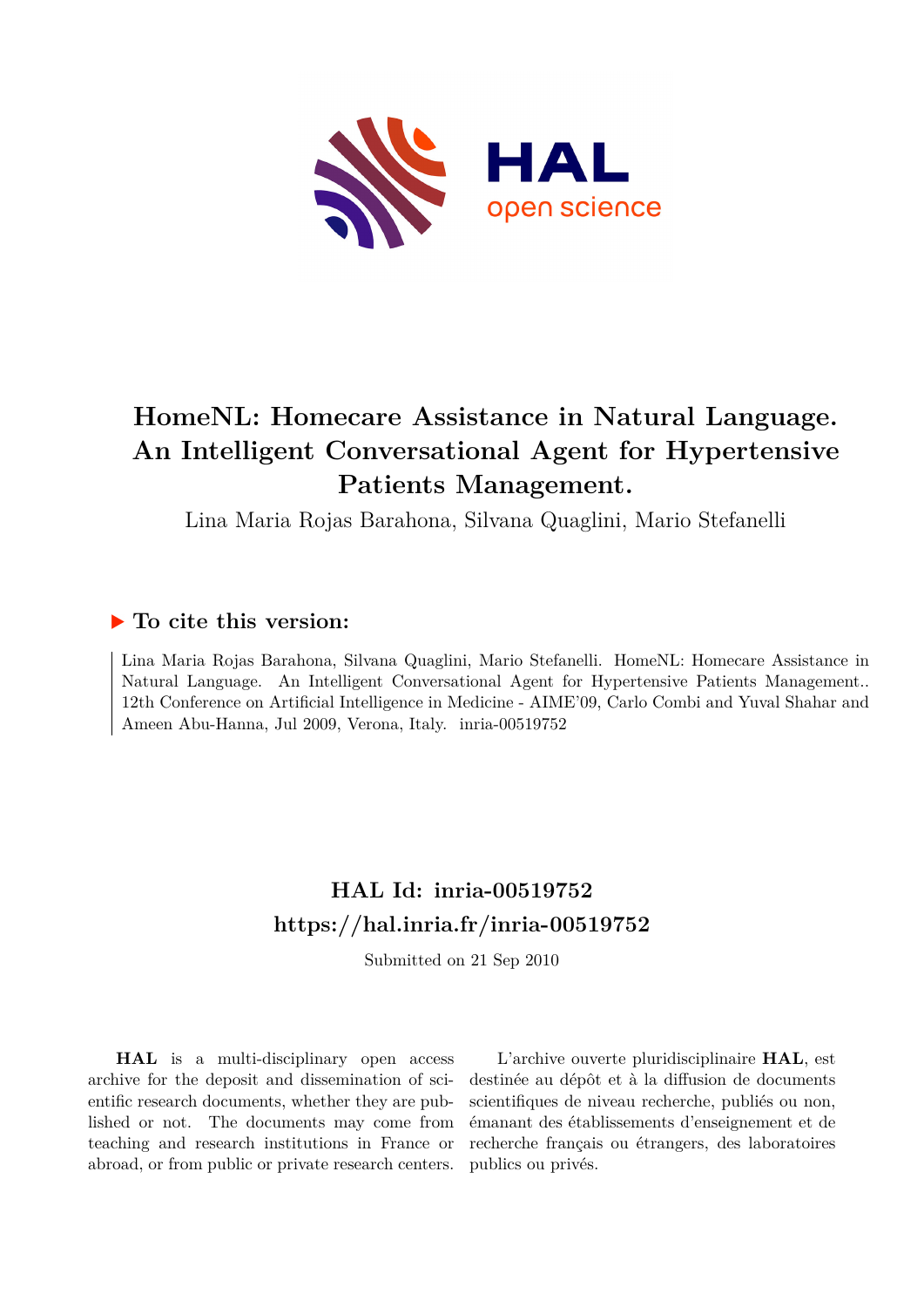# HomeNL: Homecare Assistance in Natural Language. An Intelligent Conversational Agent for Hypertensive Patients Management.

Lina Maria Rojas Barahona, Silvana Quaglini, Mario Stefanelli

## ▶ To cite this version:

Lina Maria Rojas Barahona, Silvana Quaglini, Mario Stefanelli. HomeNL: Homecare Assistance in Natural Language. An Intelligent Conversational Agent for Hypertensive Patients Management.. 12th Conference on Artificial Intelligence in Medicine - AIME'09, Carlo Combi and Yuval Shahar and Ameen Abu-Hanna, Jul 2009, Verona, Italy. inria-00519752

## HAL Id: inria-00519752
## https://hal.inria.fr/inria-00519752

Submitted on 21 Sep 2010

**HAL** is a multi-disciplinary open access archive for the deposit and dissemination of scientific research documents, whether they are published or not. The documents may come from teaching and research institutions in France or abroad, or from public or private research centers.

L'archive ouverte pluridisciplinaire **HAL**, est destinée au dépôt et à la diffusion de documents scientifiques de niveau recherche, publiés ou non, émanant des établissements d'enseignement et de recherche français ou étrangers, des laboratoires publics ou privés.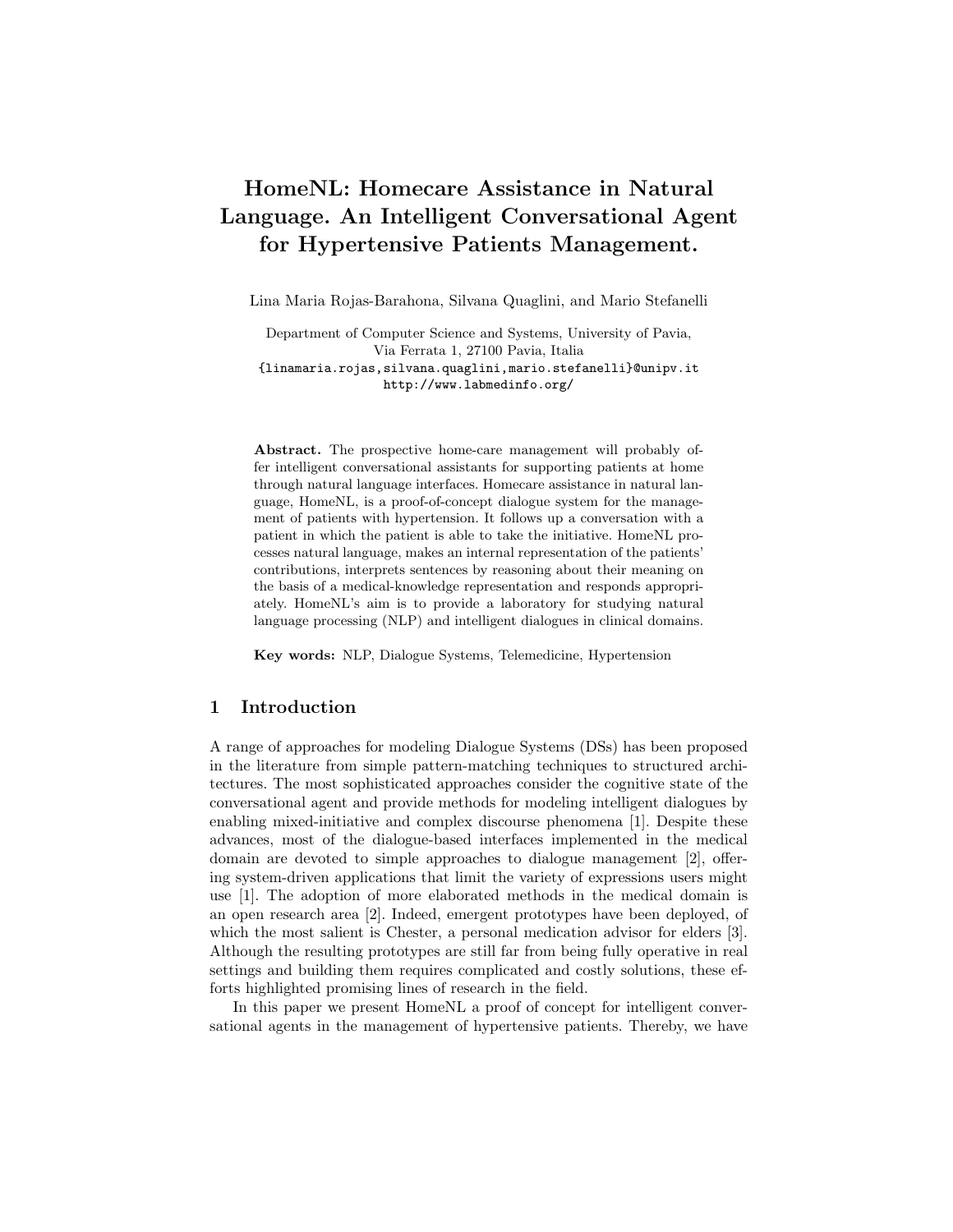# HomeNL: Homecare Assistance in Natural Language. An Intelligent Conversational Agent for Hypertensive Patients Management.

Lina Maria Rojas-Barahona, Silvana Quaglini, and Mario Stefanelli

Department of Computer Science and Systems, University of Pavia,
Via Ferrata 1, 27100 Pavia, Italia
{linamaria.rojas,silvana.quaglini,mario.stefanelli}@unipv.it
http://www.labmedinfo.org/

**Abstract.** The prospective home-care management will probably offer intelligent conversational assistants for supporting patients at home through natural language interfaces. Homecare assistance in natural language, HomeNL, is a proof-of-concept dialogue system for the management of patients with hypertension. It follows up a conversation with a patient in which the patient is able to take the initiative. HomeNL processes natural language, makes an internal representation of the patients' contributions, interprets sentences by reasoning about their meaning on the basis of a medical-knowledge representation and responds appropriately. HomeNL's aim is to provide a laboratory for studying natural language processing (NLP) and intelligent dialogues in clinical domains.

**Key words:** NLP, Dialogue Systems, Telemedicine, Hypertension

## 1 Introduction

A range of approaches for modeling Dialogue Systems (DSs) has been proposed in the literature from simple pattern-matching techniques to structured architectures. The most sophisticated approaches consider the cognitive state of the conversational agent and provide methods for modeling intelligent dialogues by enabling mixed-initiative and complex discourse phenomena [1]. Despite these advances, most of the dialogue-based interfaces implemented in the medical domain are devoted to simple approaches to dialogue management [2], offering system-driven applications that limit the variety of expressions users might use [1]. The adoption of more elaborated methods in the medical domain is an open research area [2]. Indeed, emergent prototypes have been deployed, of which the most salient is Chester, a personal medication advisor for elders [3]. Although the resulting prototypes are still far from being fully operative in real settings and building them requires complicated and costly solutions, these efforts highlighted promising lines of research in the field.

In this paper we present HomeNL a proof of concept for intelligent conversational agents in the management of hypertensive patients. Thereby, we have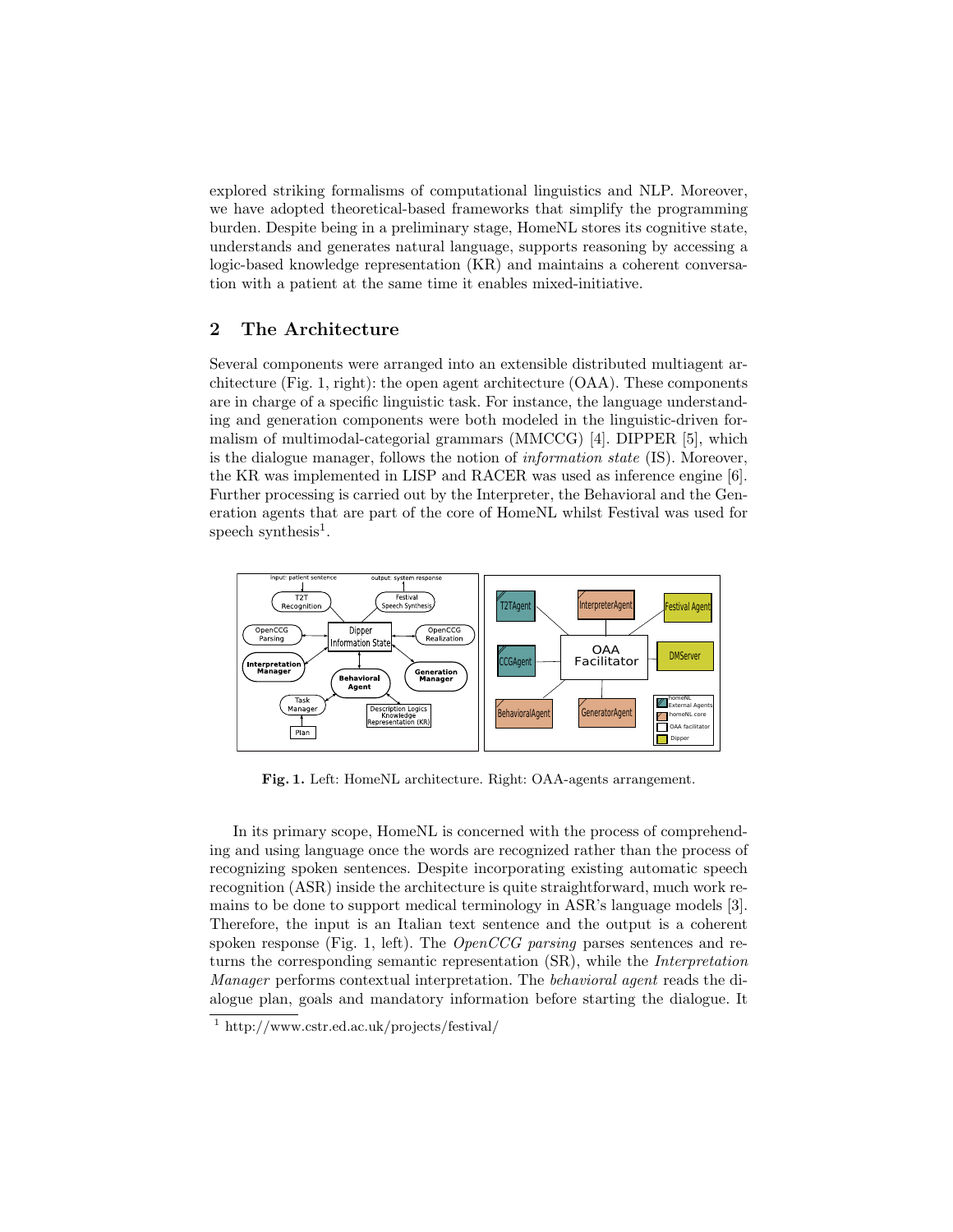explored striking formalisms of computational linguistics and NLP. Moreover, we have adopted theoretical-based frameworks that simplify the programming burden. Despite being in a preliminary stage, HomeNL stores its cognitive state, understands and generates natural language, supports reasoning by accessing a logic-based knowledge representation (KR) and maintains a coherent conversation with a patient at the same time it enables mixed-initiative.

## 2 The Architecture

Several components were arranged into an extensible distributed multiagent architecture (Fig. 1, right): the open agent architecture (OAA). These components are in charge of a specific linguistic task. For instance, the language understanding and generation components were both modeled in the linguistic-driven formalism of multimodal-categorial grammars (MMCCG) [4]. DIPPER [5], which is the dialogue manager, follows the notion of *information state* (IS). Moreover, the KR was implemented in LISP and RACER was used as inference engine [6]. Further processing is carried out by the Interpreter, the Behavioral and the Generation agents that are part of the core of HomeNL whilst Festival was used for speech synthesis[1].

**Fig. 1.** Left: HomeNL architecture. Right: OAA-agents arrangement.

In its primary scope, HomeNL is concerned with the process of comprehending and using language once the words are recognized rather than the process of recognizing spoken sentences. Despite incorporating existing automatic speech recognition (ASR) inside the architecture is quite straightforward, much work remains to be done to support medical terminology in ASR's language models [3]. Therefore, the input is an Italian text sentence and the output is a coherent spoken response (Fig. 1, left). The *OpenCCG parsing* parses sentences and returns the corresponding semantic representation (SR), while the *Interpretation Manager* performs contextual interpretation. The *behavioral agent* reads the dialogue plan, goals and mandatory information before starting the dialogue. It

[1] http://www.cstr.ed.ac.uk/projects/festival/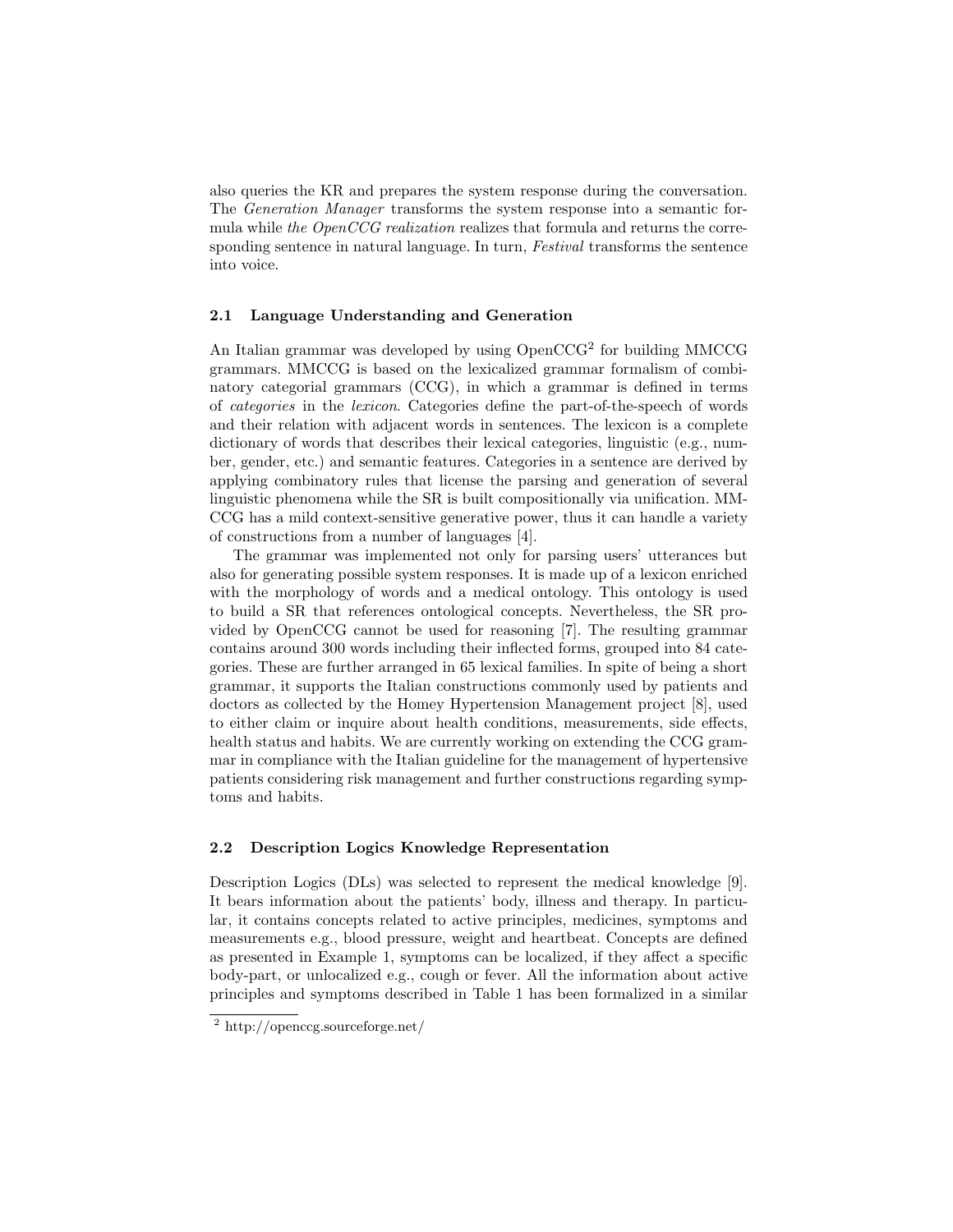also queries the KR and prepares the system response during the conversation. The *Generation Manager* transforms the system response into a semantic formula while *the OpenCCG realization* realizes that formula and returns the corresponding sentence in natural language. In turn, *Festival* transforms the sentence into voice.

### 2.1 Language Understanding and Generation

An Italian grammar was developed by using OpenCCG[2] for building MMCCG grammars. MMCCG is based on the lexicalized grammar formalism of combinatory categorial grammars (CCG), in which a grammar is defined in terms of *categories* in the *lexicon*. Categories define the part-of-the-speech of words and their relation with adjacent words in sentences. The lexicon is a complete dictionary of words that describes their lexical categories, linguistic (e.g., number, gender, etc.) and semantic features. Categories in a sentence are derived by applying combinatory rules that license the parsing and generation of several linguistic phenomena while the SR is built compositionally via unification. MMCCG has a mild context-sensitive generative power, thus it can handle a variety of constructions from a number of languages [4].

The grammar was implemented not only for parsing users' utterances but also for generating possible system responses. It is made up of a lexicon enriched with the morphology of words and a medical ontology. This ontology is used to build a SR that references ontological concepts. Nevertheless, the SR provided by OpenCCG cannot be used for reasoning [7]. The resulting grammar contains around 300 words including their inflected forms, grouped into 84 categories. These are further arranged in 65 lexical families. In spite of being a short grammar, it supports the Italian constructions commonly used by patients and doctors as collected by the Homey Hypertension Management project [8], used to either claim or inquire about health conditions, measurements, side effects, health status and habits. We are currently working on extending the CCG grammar in compliance with the Italian guideline for the management of hypertensive patients considering risk management and further constructions regarding symptoms and habits.

### 2.2 Description Logics Knowledge Representation

Description Logics (DLs) was selected to represent the medical knowledge [9]. It bears information about the patients' body, illness and therapy. In particular, it contains concepts related to active principles, medicines, symptoms and measurements e.g., blood pressure, weight and heartbeat. Concepts are defined as presented in Example 1, symptoms can be localized, if they affect a specific body-part, or unlocalized e.g., cough or fever. All the information about active principles and symptoms described in Table 1 has been formalized in a similar

[2] http://openccg.sourceforge.net/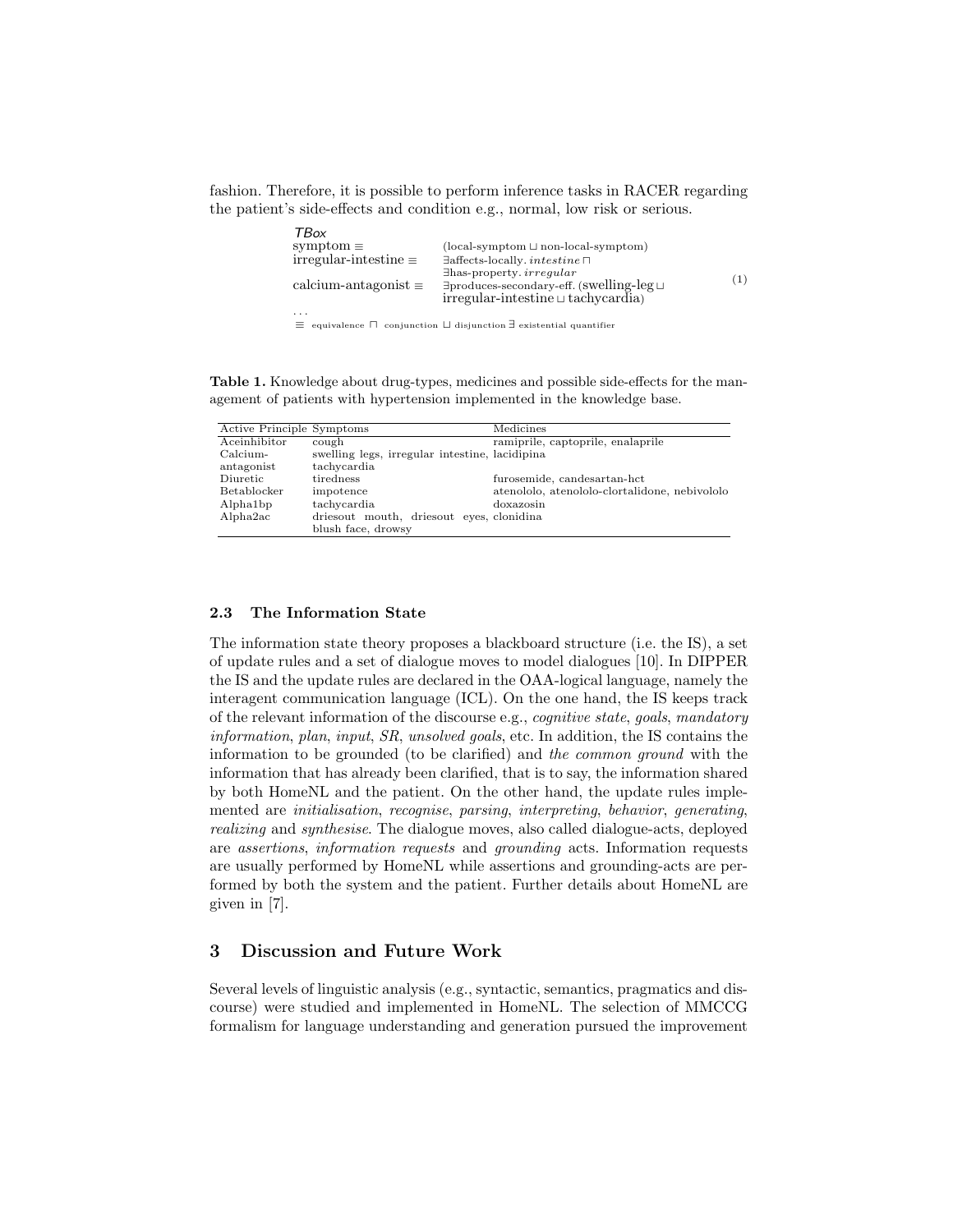fashion. Therefore, it is possible to perform inference tasks in RACER regarding the patient's side-effects and condition e.g., normal, low risk or serious.

$$
\begin{array}{ll}
\textit{TBox} & \\
\text{symptom} \equiv & (\text{local-symptom} \sqcup \text{non-local-symptom}) \\
\text{irregular-intestine} \equiv & \exists\text{affects-locally.}\, \textit{intestine} \sqcap \\
 & \exists\text{has-property.}\, \textit{irregular} \\
\text{calcium-antagonist} \equiv & \exists\text{produces-secondary-eff.}\, (\text{swelling-leg} \sqcup \\
 & \text{irregular-intestine} \sqcup \text{tachycardia}) \\
\ldots & \\
\multicolumn{2}{l}{\equiv \text{ equivalence } \sqcap \text{ conjunction } \sqcup \text{ disjunction } \exists \text{ existential quantifier}}
\end{array}
\qquad (1)
$$

**Table 1.** Knowledge about drug-types, medicines and possible side-effects for the management of patients with hypertension implemented in the knowledge base.

| Active Principle | Symptoms | Medicines |
|---|---|---|
| Aceinhibitor | cough | ramiprile, captoprile, enalaprile |
| Calcium-antagonist | swelling legs, irregular intestine, tachycardia | lacidipina |
| Diuretic | tiredness | furosemide, candesartan-hct |
| Betablocker | impotence | atenololo, atenololo-clortalidone, nebivololo |
| Alpha1bp | tachycardia | doxazosin |
| Alpha2ac | driesout mouth, driesout eyes, blush face, drowsy | clonidina |

### 2.3 The Information State

The information state theory proposes a blackboard structure (i.e. the IS), a set of update rules and a set of dialogue moves to model dialogues [10]. In DIPPER the IS and the update rules are declared in the OAA-logical language, namely the interagent communication language (ICL). On the one hand, the IS keeps track of the relevant information of the discourse e.g., *cognitive state*, *goals*, *mandatory information*, *plan*, *input*, *SR*, *unsolved goals*, etc. In addition, the IS contains the information to be grounded (to be clarified) and *the common ground* with the information that has already been clarified, that is to say, the information shared by both HomeNL and the patient. On the other hand, the update rules implemented are *initialisation*, *recognise*, *parsing*, *interpreting*, *behavior*, *generating*, *realizing* and *synthesise*. The dialogue moves, also called dialogue-acts, deployed are *assertions*, *information requests* and *grounding* acts. Information requests are usually performed by HomeNL while assertions and grounding-acts are performed by both the system and the patient. Further details about HomeNL are given in [7].

## 3 Discussion and Future Work

Several levels of linguistic analysis (e.g., syntactic, semantics, pragmatics and discourse) were studied and implemented in HomeNL. The selection of MMCCG formalism for language understanding and generation pursued the improvement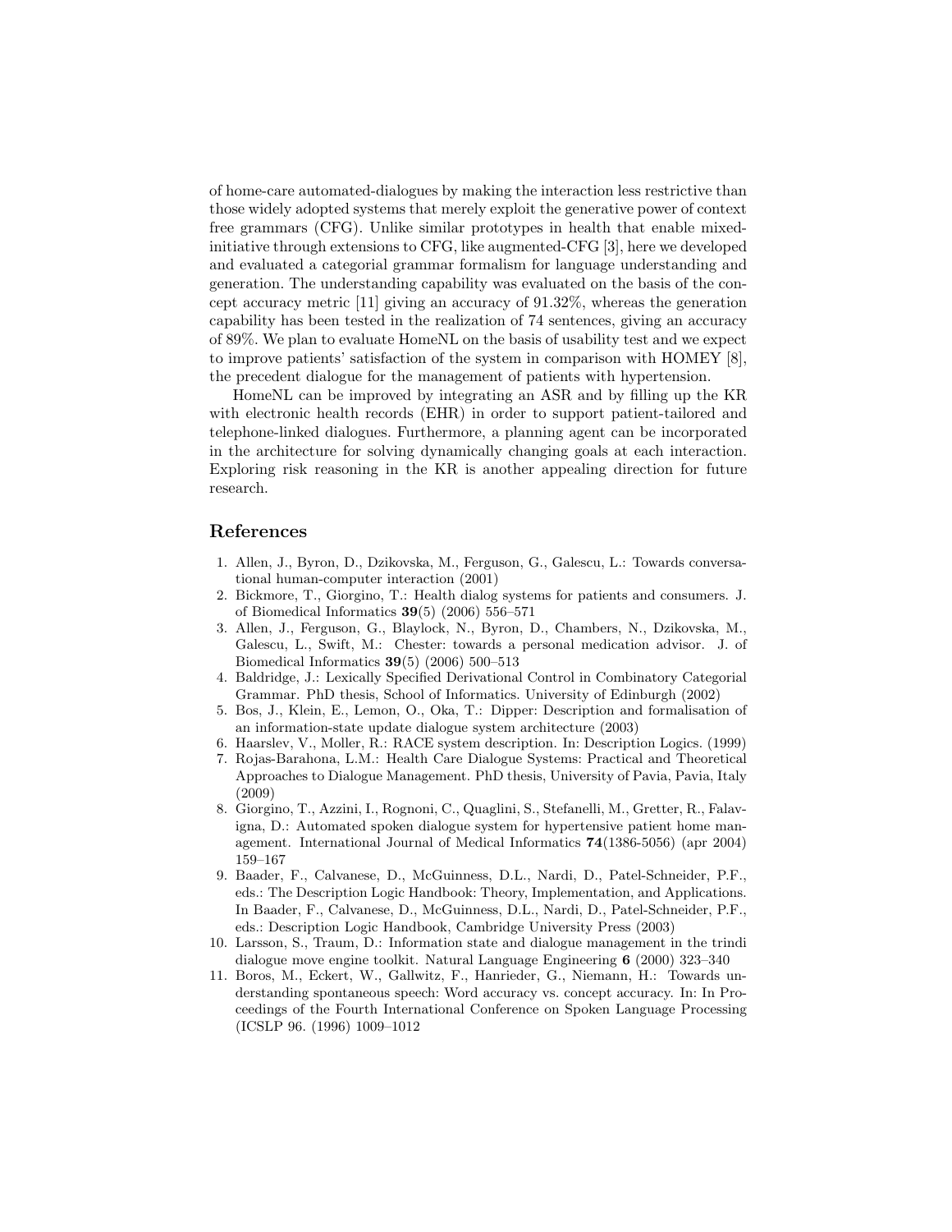of home-care automated-dialogues by making the interaction less restrictive than those widely adopted systems that merely exploit the generative power of context free grammars (CFG). Unlike similar prototypes in health that enable mixed-initiative through extensions to CFG, like augmented-CFG [3], here we developed and evaluated a categorial grammar formalism for language understanding and generation. The understanding capability was evaluated on the basis of the concept accuracy metric [11] giving an accuracy of 91.32%, whereas the generation capability has been tested in the realization of 74 sentences, giving an accuracy of 89%. We plan to evaluate HomeNL on the basis of usability test and we expect to improve patients' satisfaction of the system in comparison with HOMEY [8], the precedent dialogue for the management of patients with hypertension.

HomeNL can be improved by integrating an ASR and by filling up the KR with electronic health records (EHR) in order to support patient-tailored and telephone-linked dialogues. Furthermore, a planning agent can be incorporated in the architecture for solving dynamically changing goals at each interaction. Exploring risk reasoning in the KR is another appealing direction for future research.

## References

1. Allen, J., Byron, D., Dzikovska, M., Ferguson, G., Galescu, L.: Towards conversational human-computer interaction (2001)
2. Bickmore, T., Giorgino, T.: Health dialog systems for patients and consumers. J. of Biomedical Informatics **39**(5) (2006) 556–571
3. Allen, J., Ferguson, G., Blaylock, N., Byron, D., Chambers, N., Dzikovska, M., Galescu, L., Swift, M.: Chester: towards a personal medication advisor. J. of Biomedical Informatics **39**(5) (2006) 500–513
4. Baldridge, J.: Lexically Specified Derivational Control in Combinatory Categorial Grammar. PhD thesis, School of Informatics. University of Edinburgh (2002)
5. Bos, J., Klein, E., Lemon, O., Oka, T.: Dipper: Description and formalisation of an information-state update dialogue system architecture (2003)
6. Haarslev, V., Moller, R.: RACE system description. In: Description Logics. (1999)
7. Rojas-Barahona, L.M.: Health Care Dialogue Systems: Practical and Theoretical Approaches to Dialogue Management. PhD thesis, University of Pavia, Pavia, Italy (2009)
8. Giorgino, T., Azzini, I., Rognoni, C., Quaglini, S., Stefanelli, M., Gretter, R., Falavigna, D.: Automated spoken dialogue system for hypertensive patient home management. International Journal of Medical Informatics **74**(1386-5056) (apr 2004) 159–167
9. Baader, F., Calvanese, D., McGuinness, D.L., Nardi, D., Patel-Schneider, P.F., eds.: The Description Logic Handbook: Theory, Implementation, and Applications. In Baader, F., Calvanese, D., McGuinness, D.L., Nardi, D., Patel-Schneider, P.F., eds.: Description Logic Handbook, Cambridge University Press (2003)
10. Larsson, S., Traum, D.: Information state and dialogue management in the trindi dialogue move engine toolkit. Natural Language Engineering **6** (2000) 323–340
11. Boros, M., Eckert, W., Gallwitz, F., Hanrieder, G., Niemann, H.: Towards understanding spontaneous speech: Word accuracy vs. concept accuracy. In: In Proceedings of the Fourth International Conference on Spoken Language Processing (ICSLP 96. (1996) 1009–1012